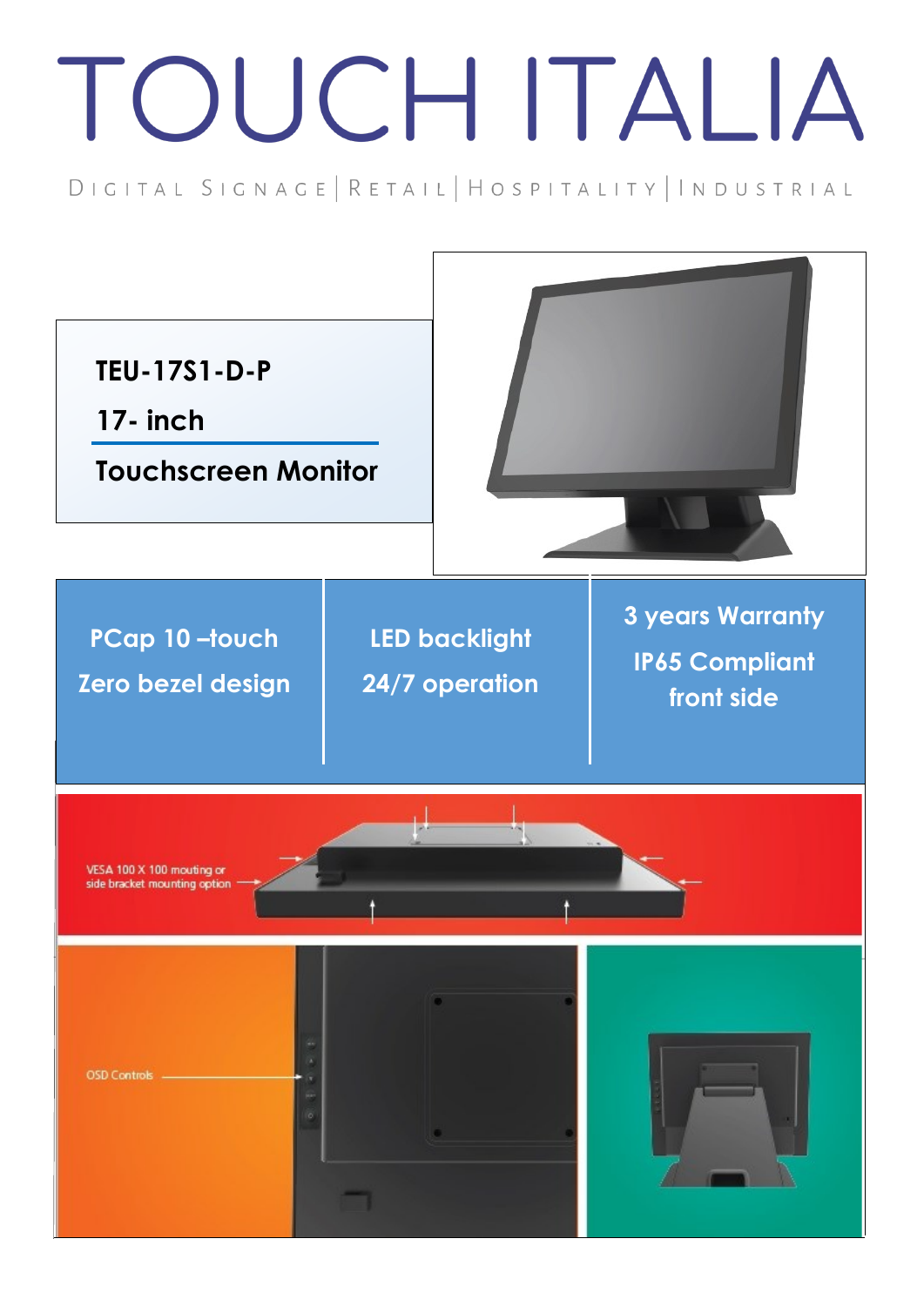# TOUCH ITALIA

DIGITAL SIGNAGE | RETAIL | HOSPITALITY | INDUSTRIAL

## TEU-17S1-D-P

## 17- inch

## Touchscreen Monitor

| PCap 10 –touch<br>Zero bezel design | LED backlight<br>24/7 operation | 3 years Warranty<br>IP65 Compliant front side |
|---|---|---|

VESA 100 X 100 mouting or side bracket mounting option

OSD Controls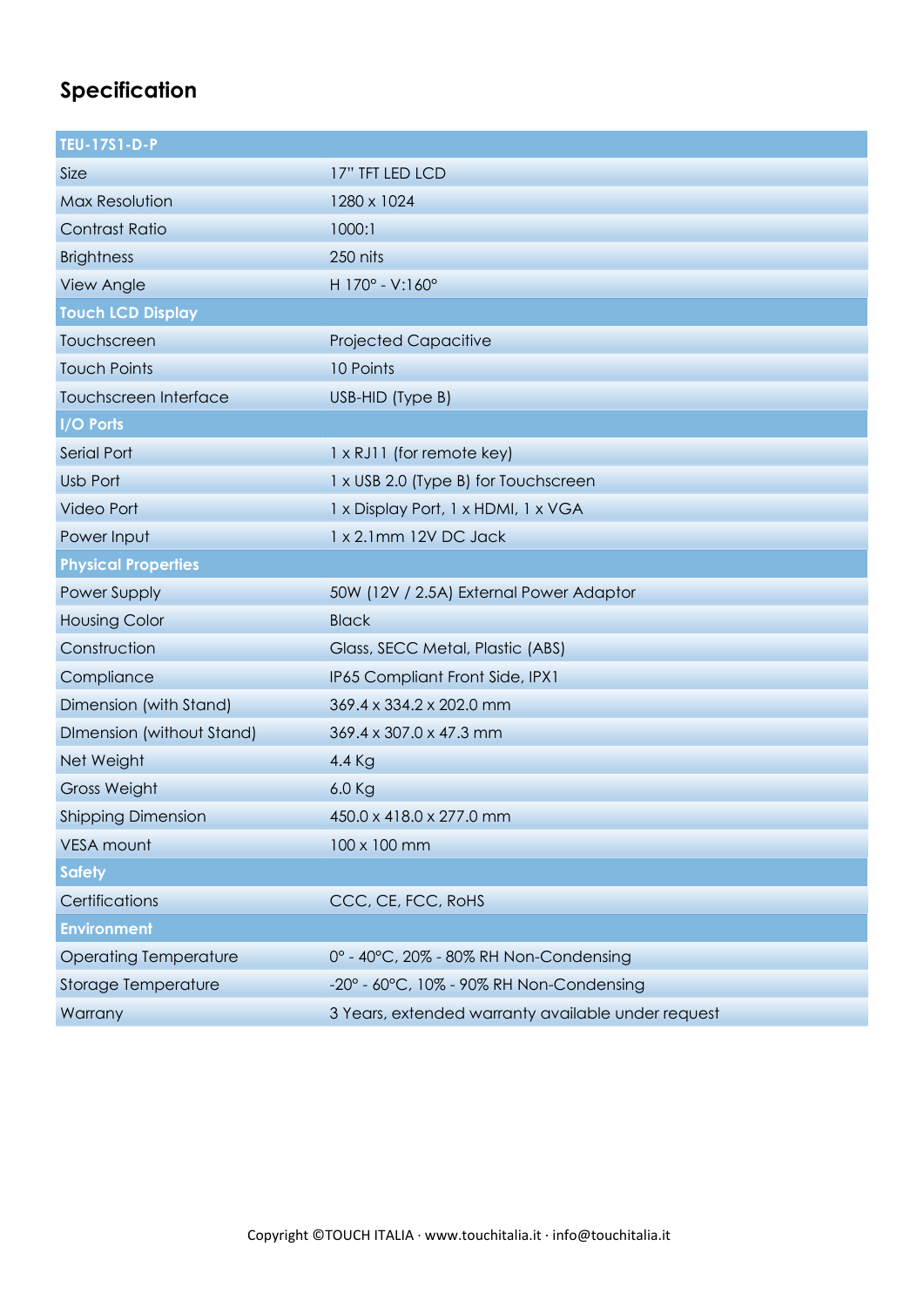## Specification

| TEU-17S1-D-P | |
|---|---|
| Size | 17" TFT LED LCD |
| Max Resolution | 1280 x 1024 |
| Contrast Ratio | 1000:1 |
| Brightness | 250 nits |
| View Angle | H 170° - V:160° |
| **Touch LCD Display** | |
| Touchscreen | Projected Capacitive |
| Touch Points | 10 Points |
| Touchscreen Interface | USB-HID (Type B) |
| **I/O Ports** | |
| Serial Port | 1 x RJ11 (for remote key) |
| Usb Port | 1 x USB 2.0 (Type B) for Touchscreen |
| Video Port | 1 x Display Port, 1 x HDMI, 1 x VGA |
| Power Input | 1 x 2.1mm 12V DC Jack |
| **Physical Properties** | |
| Power Supply | 50W (12V / 2.5A) External Power Adaptor |
| Housing Color | Black |
| Construction | Glass, SECC Metal, Plastic (ABS) |
| Compliance | IP65 Compliant Front Side, IPX1 |
| Dimension (with Stand) | 369.4 x 334.2 x 202.0 mm |
| DImension (without Stand) | 369.4 x 307.0 x 47.3 mm |
| Net Weight | 4.4 Kg |
| Gross Weight | 6.0 Kg |
| Shipping Dimension | 450.0 x 418.0 x 277.0 mm |
| VESA mount | 100 x 100 mm |
| **Safety** | |
| Certifications | CCC, CE, FCC, RoHS |
| **Environment** | |
| Operating Temperature | 0° - 40°C, 20% - 80% RH Non-Condensing |
| Storage Temperature | -20° - 60°C, 10% - 90% RH Non-Condensing |
| Warranty | 3 Years, extended warranty available under request |

Copyright ©TOUCH ITALIA · www.touchitalia.it · info@touchitalia.it